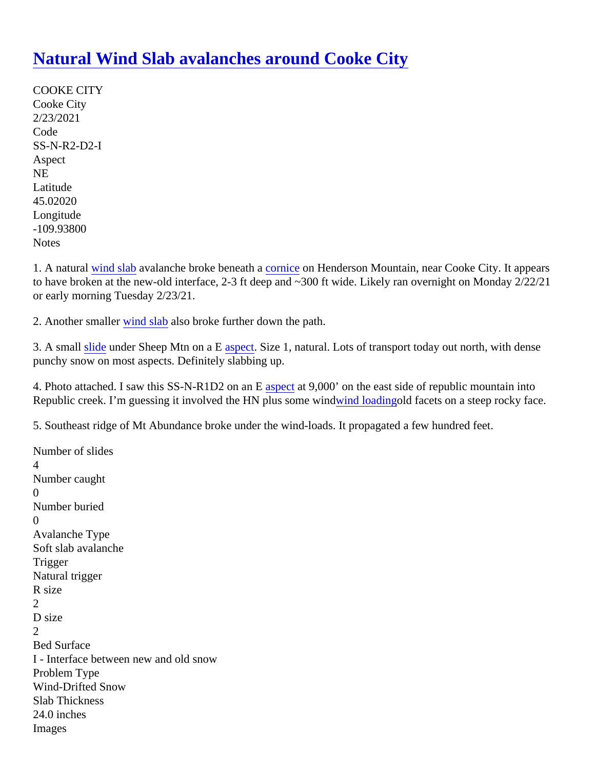# Natural Wind Slab avalanches around Cooke City

COOKE CITY
Cooke City
2/23/2021
Code
SS-N-R2-D2-I
Aspect
NE
Latitude
45.02020
Longitude
-109.93800
Notes

1. A natural wind slab avalanche broke beneath a cornice on Henderson Mountain, near Cooke City. It appears to have broken at the new-old interface, 2-3 ft deep and ~300 ft wide. Likely ran overnight on Monday 2/22/21 or early morning Tuesday 2/23/21.

2. Another smaller wind slab also broke further down the path.

3. A small slide under Sheep Mtn on a E aspect. Size 1, natural. Lots of transport today out north, with dense punchy snow on most aspects. Definitely slabbing up.

4. Photo attached. I saw this SS-N-R1D2 on an E aspect at 9,000' on the east side of republic mountain into Republic creek. I'm guessing it involved the HN plus some windwind loadingold facets on a steep rocky face.

5. Southeast ridge of Mt Abundance broke under the wind-loads. It propagated a few hundred feet.

Number of slides
4
Number caught
0
Number buried
0
Avalanche Type
Soft slab avalanche
Trigger
Natural trigger
R size
2
D size
2
Bed Surface
I - Interface between new and old snow
Problem Type
Wind-Drifted Snow
Slab Thickness
24.0 inches
Images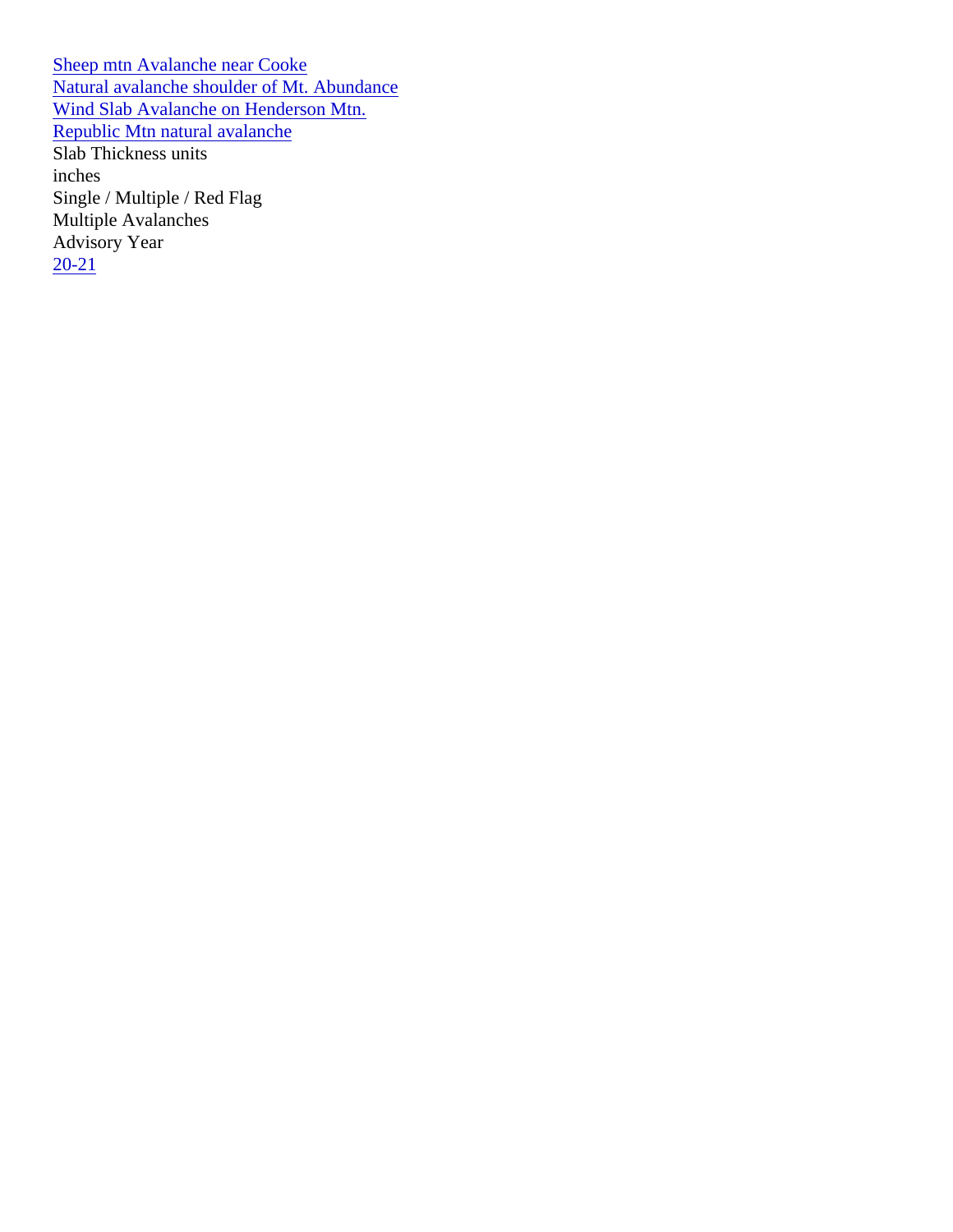[Sheep mtn Avalanche near Cooke]
[Natural avalanche shoulder of Mt. Abundance]
[Wind Slab Avalanche on Henderson Mtn.]
[Republic Mtn natural avalanche]

Slab Thickness units

inches

Single / Multiple / Red Flag

Multiple Avalanches

Advisory Year

[20-21]